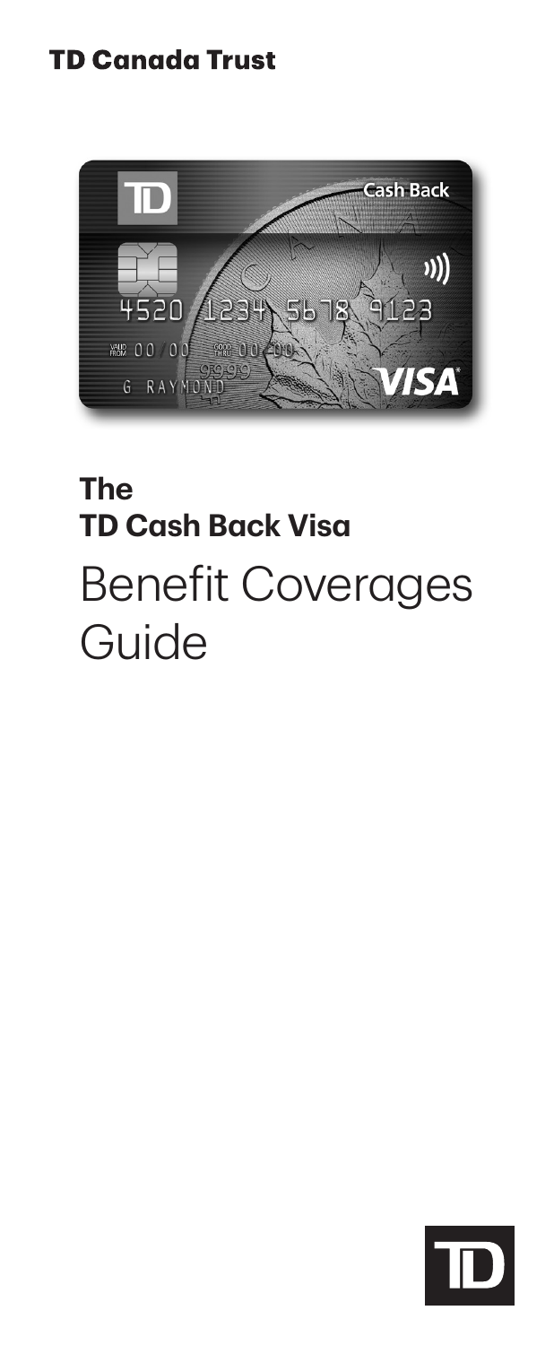**TD Canada Trust**

# The TD Cash Back Visa

# Benefit Coverages Guide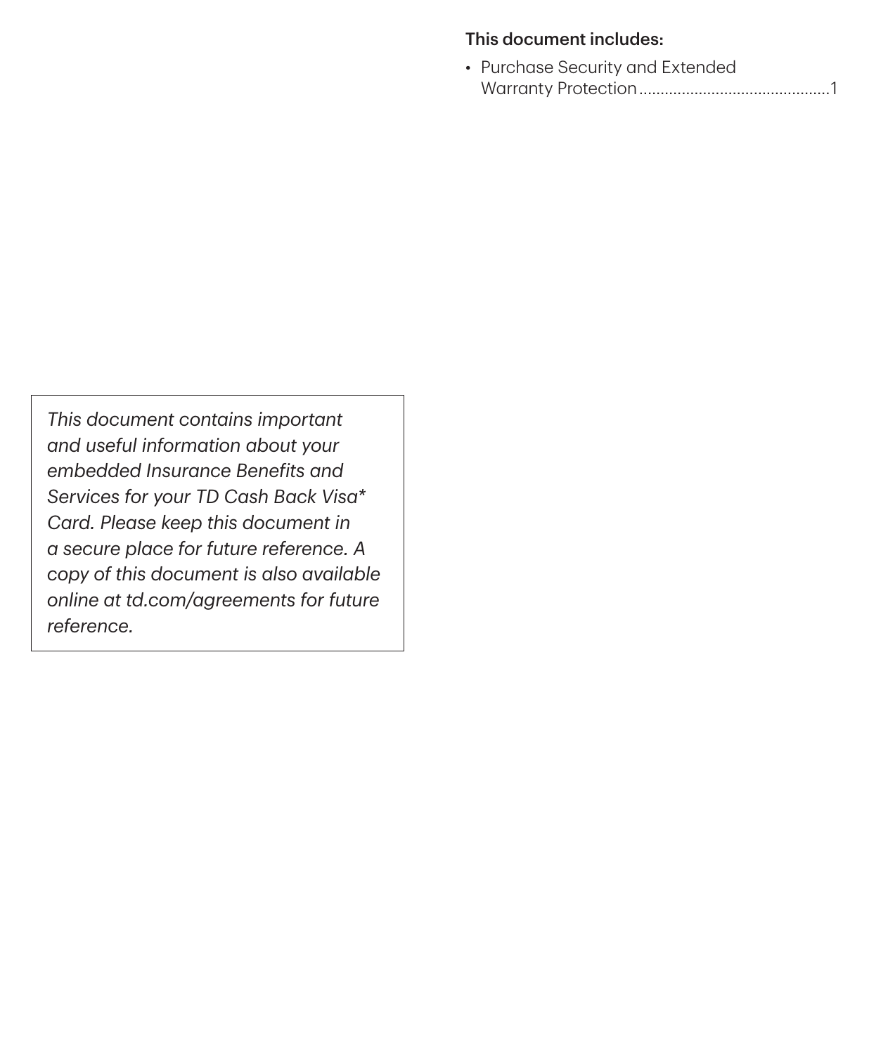**This document includes:**

- Purchase Security and Extended Warranty Protection.............................................1

*This document contains important and useful information about your embedded Insurance Benefits and Services for your TD Cash Back Visa* Card. Please keep this document in a secure place for future reference. A copy of this document is also available online at td.com/agreements for future reference.*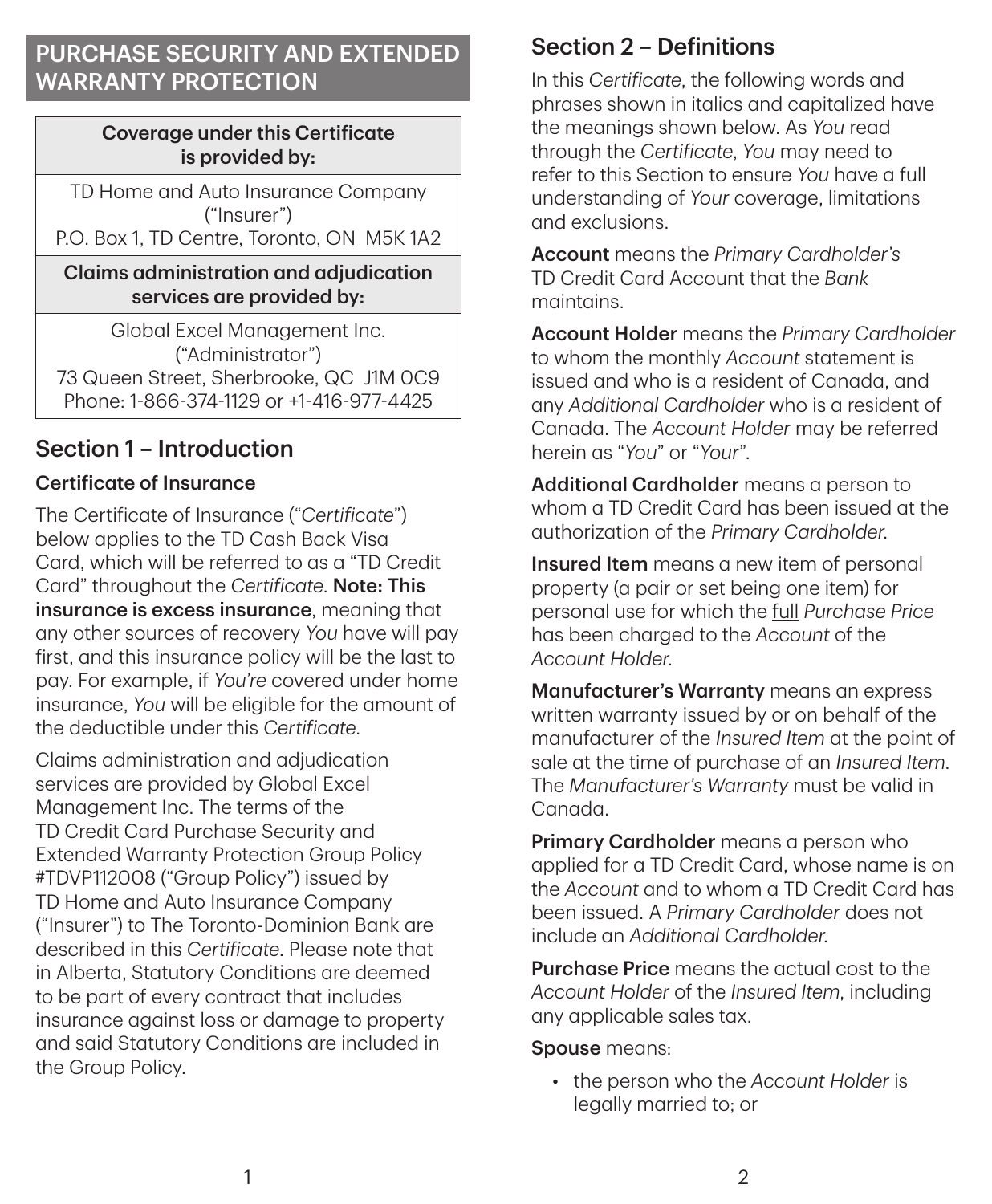# PURCHASE SECURITY AND EXTENDED WARRANTY PROTECTION

| Coverage under this Certificate is provided by: |
|---|
| TD Home and Auto Insurance Company ("Insurer") P.O. Box 1, TD Centre, Toronto, ON M5K 1A2 |
| **Claims administration and adjudication services are provided by:** |
| Global Excel Management Inc. ("Administrator") 73 Queen Street, Sherbrooke, QC J1M 0C9 Phone: 1-866-374-1129 or +1-416-977-4425 |

## Section 1 – Introduction

### Certificate of Insurance

The Certificate of Insurance ("*Certificate*") below applies to the TD Cash Back Visa Card, which will be referred to as a "TD Credit Card" throughout the *Certificate*. **Note: This insurance is excess insurance**, meaning that any other sources of recovery *You* have will pay first, and this insurance policy will be the last to pay. For example, if *You're* covered under home insurance, *You* will be eligible for the amount of the deductible under this *Certificate*.

Claims administration and adjudication services are provided by Global Excel Management Inc. The terms of the TD Credit Card Purchase Security and Extended Warranty Protection Group Policy #TDVP112008 ("Group Policy") issued by TD Home and Auto Insurance Company ("Insurer") to The Toronto-Dominion Bank are described in this *Certificate*. Please note that in Alberta, Statutory Conditions are deemed to be part of every contract that includes insurance against loss or damage to property and said Statutory Conditions are included in the Group Policy.

## Section 2 – Definitions

In this *Certificate*, the following words and phrases shown in italics and capitalized have the meanings shown below. As *You* read through the *Certificate*, *You* may need to refer to this Section to ensure *You* have a full understanding of *Your* coverage, limitations and exclusions.

**Account** means the *Primary Cardholder's* TD Credit Card Account that the *Bank* maintains.

**Account Holder** means the *Primary Cardholder* to whom the monthly *Account* statement is issued and who is a resident of Canada, and any *Additional Cardholder* who is a resident of Canada. The *Account Holder* may be referred herein as "*You*" or "*Your*".

**Additional Cardholder** means a person to whom a TD Credit Card has been issued at the authorization of the *Primary Cardholder*.

**Insured Item** means a new item of personal property (a pair or set being one item) for personal use for which the <u>full</u> *Purchase Price* has been charged to the *Account* of the *Account Holder*.

**Manufacturer's Warranty** means an express written warranty issued by or on behalf of the manufacturer of the *Insured Item* at the point of sale at the time of purchase of an *Insured Item*. The *Manufacturer's Warranty* must be valid in Canada.

**Primary Cardholder** means a person who applied for a TD Credit Card, whose name is on the *Account* and to whom a TD Credit Card has been issued. A *Primary Cardholder* does not include an *Additional Cardholder*.

**Purchase Price** means the actual cost to the *Account Holder* of the *Insured Item*, including any applicable sales tax.

**Spouse** means:

- the person who the *Account Holder* is legally married to; or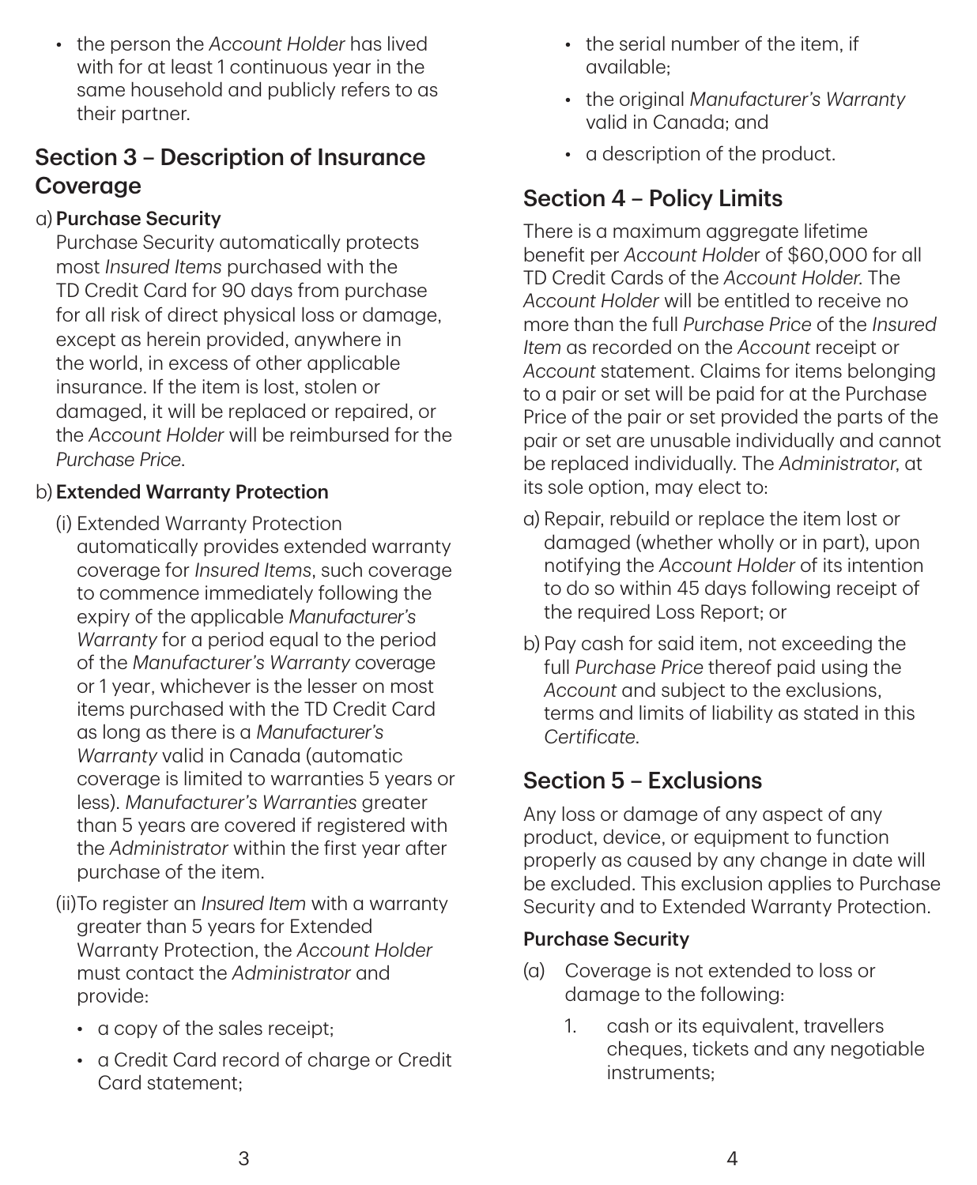- the person the *Account Holder* has lived with for at least 1 continuous year in the same household and publicly refers to as their partner.

## Section 3 – Description of Insurance Coverage

a) **Purchase Security**
Purchase Security automatically protects most *Insured Items* purchased with the TD Credit Card for 90 days from purchase for all risk of direct physical loss or damage, except as herein provided, anywhere in the world, in excess of other applicable insurance. If the item is lost, stolen or damaged, it will be replaced or repaired, or the *Account Holder* will be reimbursed for the *Purchase Price*.

b) **Extended Warranty Protection**

(i) Extended Warranty Protection automatically provides extended warranty coverage for *Insured Items*, such coverage to commence immediately following the expiry of the applicable *Manufacturer's Warranty* for a period equal to the period of the *Manufacturer's Warranty* coverage or 1 year, whichever is the lesser on most items purchased with the TD Credit Card as long as there is a *Manufacturer's Warranty* valid in Canada (automatic coverage is limited to warranties 5 years or less). *Manufacturer's Warranties* greater than 5 years are covered if registered with the *Administrator* within the first year after purchase of the item.

(ii) To register an *Insured Item* with a warranty greater than 5 years for Extended Warranty Protection, the *Account Holder* must contact the *Administrator* and provide:

- a copy of the sales receipt;
- a Credit Card record of charge or Credit Card statement;
- the serial number of the item, if available;
- the original *Manufacturer's Warranty* valid in Canada; and
- a description of the product.

## Section 4 – Policy Limits

There is a maximum aggregate lifetime benefit per *Account Holder* of $60,000 for all TD Credit Cards of the *Account Holder*. The *Account Holder* will be entitled to receive no more than the full *Purchase Price* of the *Insured Item* as recorded on the *Account* receipt or *Account* statement. Claims for items belonging to a pair or set will be paid for at the Purchase Price of the pair or set provided the parts of the pair or set are unusable individually and cannot be replaced individually. The *Administrator*, at its sole option, may elect to:

a) Repair, rebuild or replace the item lost or damaged (whether wholly or in part), upon notifying the *Account Holder* of its intention to do so within 45 days following receipt of the required Loss Report; or

b) Pay cash for said item, not exceeding the full *Purchase Price* thereof paid using the *Account* and subject to the exclusions, terms and limits of liability as stated in this *Certificate*.

## Section 5 – Exclusions

Any loss or damage of any aspect of any product, device, or equipment to function properly as caused by any change in date will be excluded. This exclusion applies to Purchase Security and to Extended Warranty Protection.

**Purchase Security**

(a) Coverage is not extended to loss or damage to the following:

1. cash or its equivalent, travellers cheques, tickets and any negotiable instruments;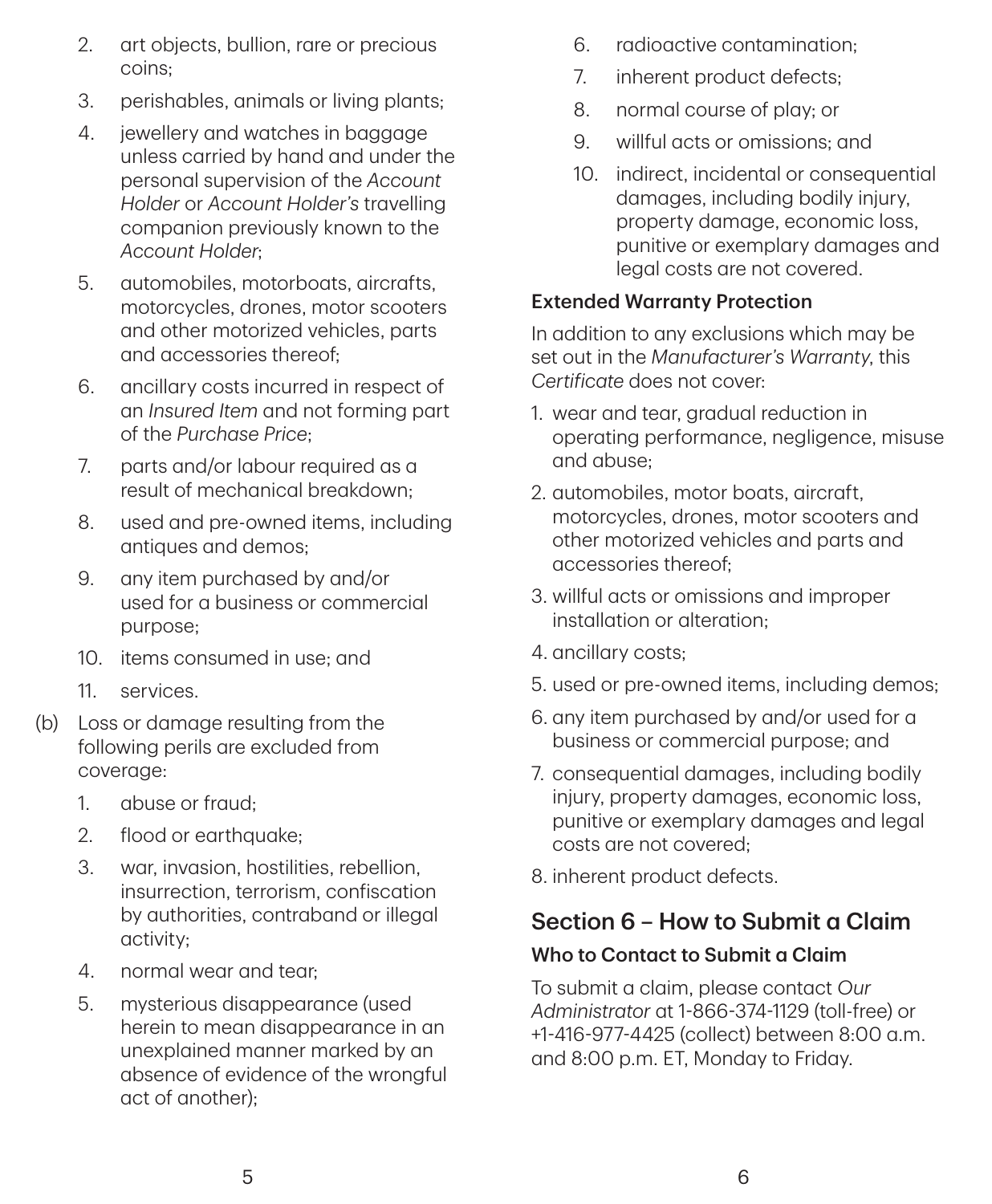2. art objects, bullion, rare or precious coins;
3. perishables, animals or living plants;
4. jewellery and watches in baggage unless carried by hand and under the personal supervision of the *Account Holder* or *Account Holder's* travelling companion previously known to the *Account Holder*;
5. automobiles, motorboats, aircrafts, motorcycles, drones, motor scooters and other motorized vehicles, parts and accessories thereof;
6. ancillary costs incurred in respect of an *Insured Item* and not forming part of the *Purchase Price*;
7. parts and/or labour required as a result of mechanical breakdown;
8. used and pre-owned items, including antiques and demos;
9. any item purchased by and/or used for a business or commercial purpose;
10. items consumed in use; and
11. services.

(b) Loss or damage resulting from the following perils are excluded from coverage:

1. abuse or fraud;
2. flood or earthquake;
3. war, invasion, hostilities, rebellion, insurrection, terrorism, confiscation by authorities, contraband or illegal activity;
4. normal wear and tear;
5. mysterious disappearance (used herein to mean disappearance in an unexplained manner marked by an absence of evidence of the wrongful act of another);
6. radioactive contamination;
7. inherent product defects;
8. normal course of play; or
9. willful acts or omissions; and
10. indirect, incidental or consequential damages, including bodily injury, property damage, economic loss, punitive or exemplary damages and legal costs are not covered.

### Extended Warranty Protection

In addition to any exclusions which may be set out in the *Manufacturer's Warranty*, this *Certificate* does not cover:

1. wear and tear, gradual reduction in operating performance, negligence, misuse and abuse;
2. automobiles, motor boats, aircraft, motorcycles, drones, motor scooters and other motorized vehicles and parts and accessories thereof;
3. willful acts or omissions and improper installation or alteration;
4. ancillary costs;
5. used or pre-owned items, including demos;
6. any item purchased by and/or used for a business or commercial purpose; and
7. consequential damages, including bodily injury, property damages, economic loss, punitive or exemplary damages and legal costs are not covered;
8. inherent product defects.

## Section 6 – How to Submit a Claim

### Who to Contact to Submit a Claim

To submit a claim, please contact *Our Administrator* at 1-866-374-1129 (toll-free) or +1-416-977-4425 (collect) between 8:00 a.m. and 8:00 p.m. ET, Monday to Friday.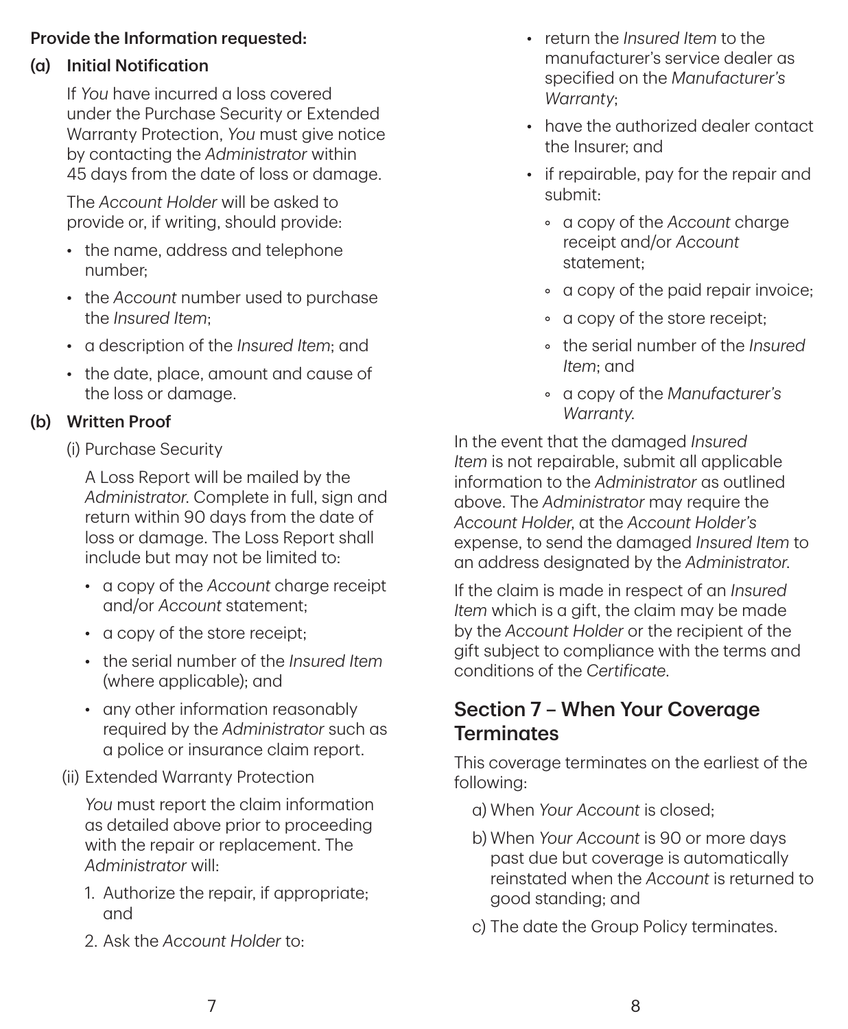**Provide the Information requested:**

**(a) Initial Notification**

If *You* have incurred a loss covered under the Purchase Security or Extended Warranty Protection, *You* must give notice by contacting the *Administrator* within 45 days from the date of loss or damage.

The *Account Holder* will be asked to provide or, if writing, should provide:

- the name, address and telephone number;
- the *Account* number used to purchase the *Insured Item*;
- a description of the *Insured Item*; and
- the date, place, amount and cause of the loss or damage.

**(b) Written Proof**

(i) Purchase Security

A Loss Report will be mailed by the *Administrator*. Complete in full, sign and return within 90 days from the date of loss or damage. The Loss Report shall include but may not be limited to:

- a copy of the *Account* charge receipt and/or *Account* statement;
- a copy of the store receipt;
- the serial number of the *Insured Item* (where applicable); and
- any other information reasonably required by the *Administrator* such as a police or insurance claim report.

(ii) Extended Warranty Protection

*You* must report the claim information as detailed above prior to proceeding with the repair or replacement. The *Administrator* will:

1. Authorize the repair, if appropriate; and
2. Ask the *Account Holder* to:
   - return the *Insured Item* to the manufacturer's service dealer as specified on the *Manufacturer's Warranty*;
   - have the authorized dealer contact the Insurer; and
   - if repairable, pay for the repair and submit:
     - a copy of the *Account* charge receipt and/or *Account* statement;
     - a copy of the paid repair invoice;
     - a copy of the store receipt;
     - the serial number of the *Insured Item*; and
     - a copy of the *Manufacturer's Warranty*.

In the event that the damaged *Insured Item* is not repairable, submit all applicable information to the *Administrator* as outlined above. The *Administrator* may require the *Account Holder*, at the *Account Holder's* expense, to send the damaged *Insured Item* to an address designated by the *Administrator*.

If the claim is made in respect of an *Insured Item* which is a gift, the claim may be made by the *Account Holder* or the recipient of the gift subject to compliance with the terms and conditions of the *Certificate*.

## Section 7 – When Your Coverage Terminates

This coverage terminates on the earliest of the following:

a) When *Your Account* is closed;

b) When *Your Account* is 90 or more days past due but coverage is automatically reinstated when the *Account* is returned to good standing; and

c) The date the Group Policy terminates.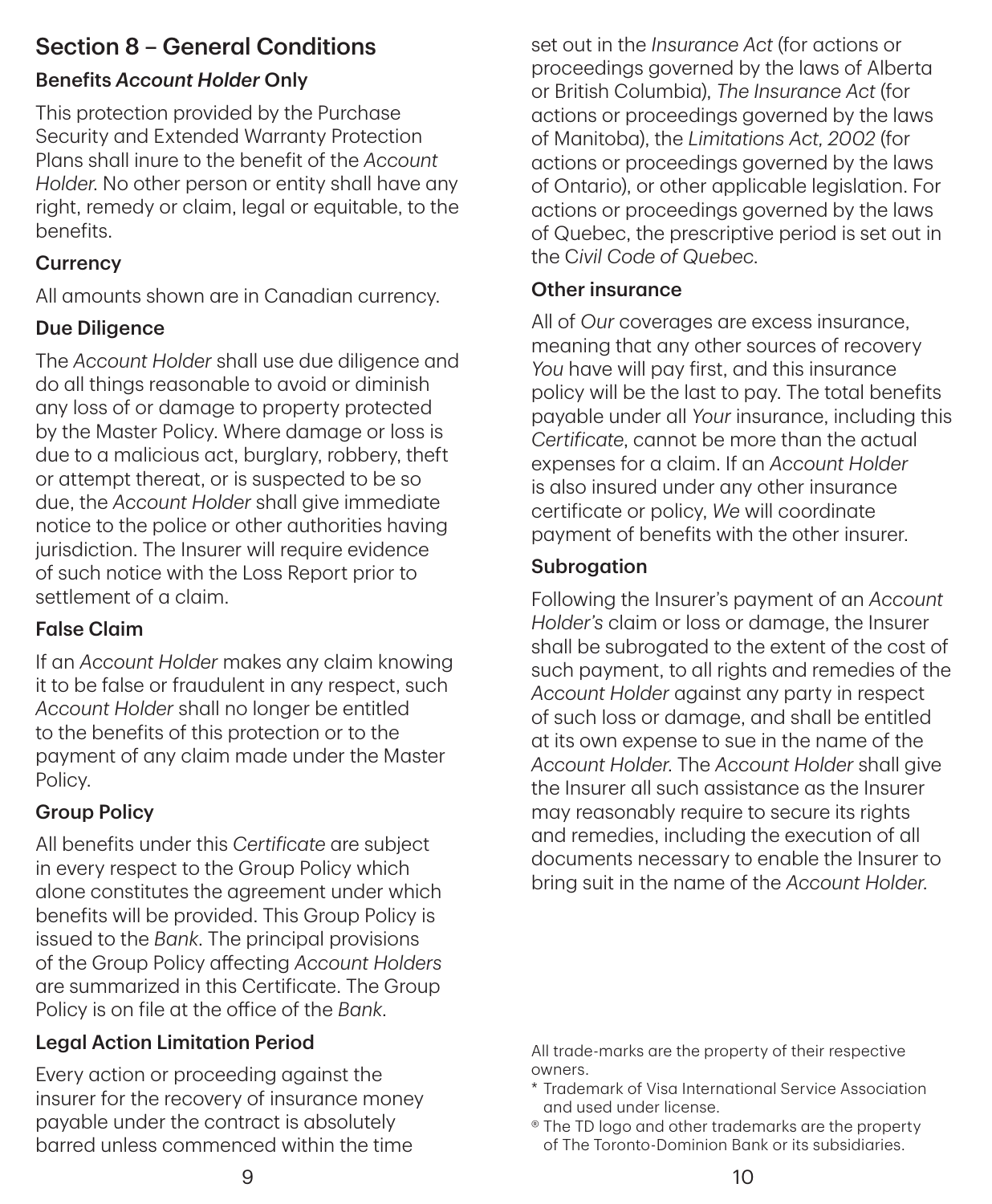## Section 8 – General Conditions

### Benefits *Account Holder* Only

This protection provided by the Purchase Security and Extended Warranty Protection Plans shall inure to the benefit of the *Account Holder*. No other person or entity shall have any right, remedy or claim, legal or equitable, to the benefits.

### Currency

All amounts shown are in Canadian currency.

### Due Diligence

The *Account Holder* shall use due diligence and do all things reasonable to avoid or diminish any loss of or damage to property protected by the Master Policy. Where damage or loss is due to a malicious act, burglary, robbery, theft or attempt thereat, or is suspected to be so due, the *Account Holder* shall give immediate notice to the police or other authorities having jurisdiction. The Insurer will require evidence of such notice with the Loss Report prior to settlement of a claim.

### False Claim

If an *Account Holder* makes any claim knowing it to be false or fraudulent in any respect, such *Account Holder* shall no longer be entitled to the benefits of this protection or to the payment of any claim made under the Master Policy.

### Group Policy

All benefits under this *Certificate* are subject in every respect to the Group Policy which alone constitutes the agreement under which benefits will be provided. This Group Policy is issued to the *Bank*. The principal provisions of the Group Policy affecting *Account Holders* are summarized in this Certificate. The Group Policy is on file at the office of the *Bank*.

### Legal Action Limitation Period

Every action or proceeding against the insurer for the recovery of insurance money payable under the contract is absolutely barred unless commenced within the time set out in the *Insurance Act* (for actions or proceedings governed by the laws of Alberta or British Columbia), *The Insurance Act* (for actions or proceedings governed by the laws of Manitoba), the *Limitations Act, 2002* (for actions or proceedings governed by the laws of Ontario), or other applicable legislation. For actions or proceedings governed by the laws of Quebec, the prescriptive period is set out in the *Civil Code of Quebec*.

### Other insurance

All of *Our* coverages are excess insurance, meaning that any other sources of recovery *You* have will pay first, and this insurance policy will be the last to pay. The total benefits payable under all *Your* insurance, including this *Certificate*, cannot be more than the actual expenses for a claim. If an *Account Holder* is also insured under any other insurance certificate or policy, *We* will coordinate payment of benefits with the other insurer.

### Subrogation

Following the Insurer's payment of an *Account Holder's* claim or loss or damage, the Insurer shall be subrogated to the extent of the cost of such payment, to all rights and remedies of the *Account Holder* against any party in respect of such loss or damage, and shall be entitled at its own expense to sue in the name of the *Account Holder*. The *Account Holder* shall give the Insurer all such assistance as the Insurer may reasonably require to secure its rights and remedies, including the execution of all documents necessary to enable the Insurer to bring suit in the name of the *Account Holder*.

All trade-marks are the property of their respective owners.

* Trademark of Visa International Service Association and used under license.

® The TD logo and other trademarks are the property of The Toronto-Dominion Bank or its subsidiaries.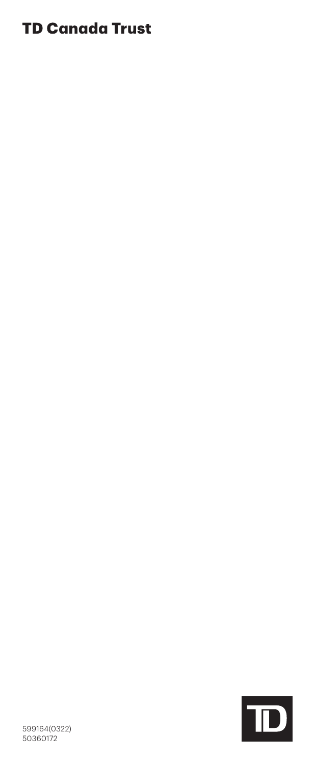# TD Canada Trust

599164(0322)
50360172